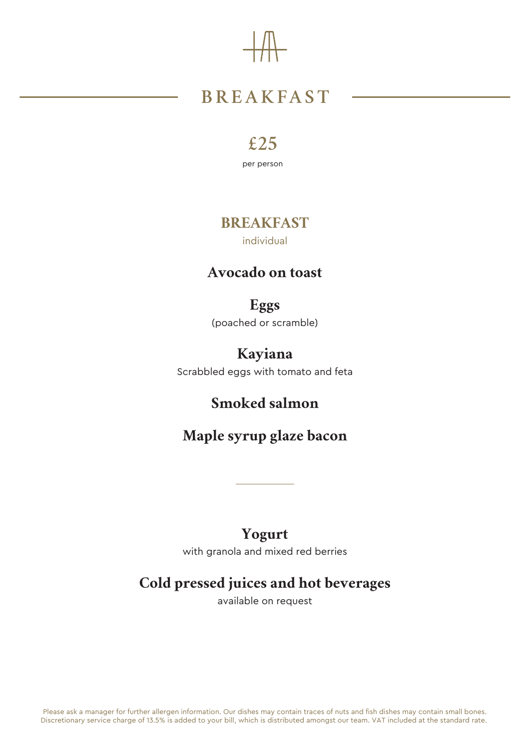# BREAKFAST

**£25**

per person

## BREAKFAST

individual

### Avocado on toast

### Eggs

(poached or scramble)

### Kayiana

Scrabbled eggs with tomato and feta

### Smoked salmon

### Maple syrup glaze bacon

---

### Yogurt

with granola and mixed red berries

### Cold pressed juices and hot beverages

available on request

Please ask a manager for further allergen information. Our dishes may contain traces of nuts and fish dishes may contain small bones. Discretionary service charge of 13.5% is added to your bill, which is distributed amongst our team. VAT included at the standard rate.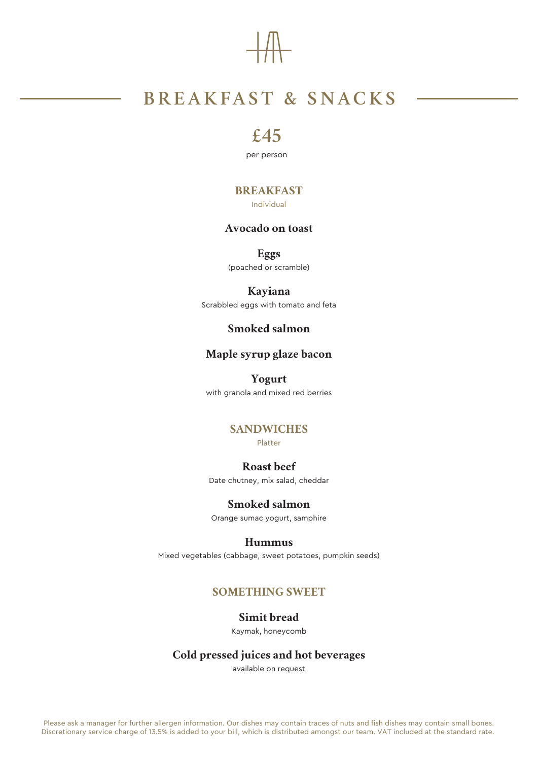# BREAKFAST & SNACKS

## £45

per person

### BREAKFAST

Individual

**Avocado on toast**

**Eggs**
(poached or scramble)

**Kayiana**
Scrabbled eggs with tomato and feta

**Smoked salmon**

**Maple syrup glaze bacon**

**Yogurt**
with granola and mixed red berries

### SANDWICHES

Platter

**Roast beef**
Date chutney, mix salad, cheddar

**Smoked salmon**
Orange sumac yogurt, samphire

**Hummus**
Mixed vegetables (cabbage, sweet potatoes, pumpkin seeds)

### SOMETHING SWEET

**Simit bread**
Kaymak, honeycomb

**Cold pressed juices and hot beverages**
available on request

Please ask a manager for further allergen information. Our dishes may contain traces of nuts and fish dishes may contain small bones. Discretionary service charge of 13.5% is added to your bill, which is distributed amongst our team. VAT included at the standard rate.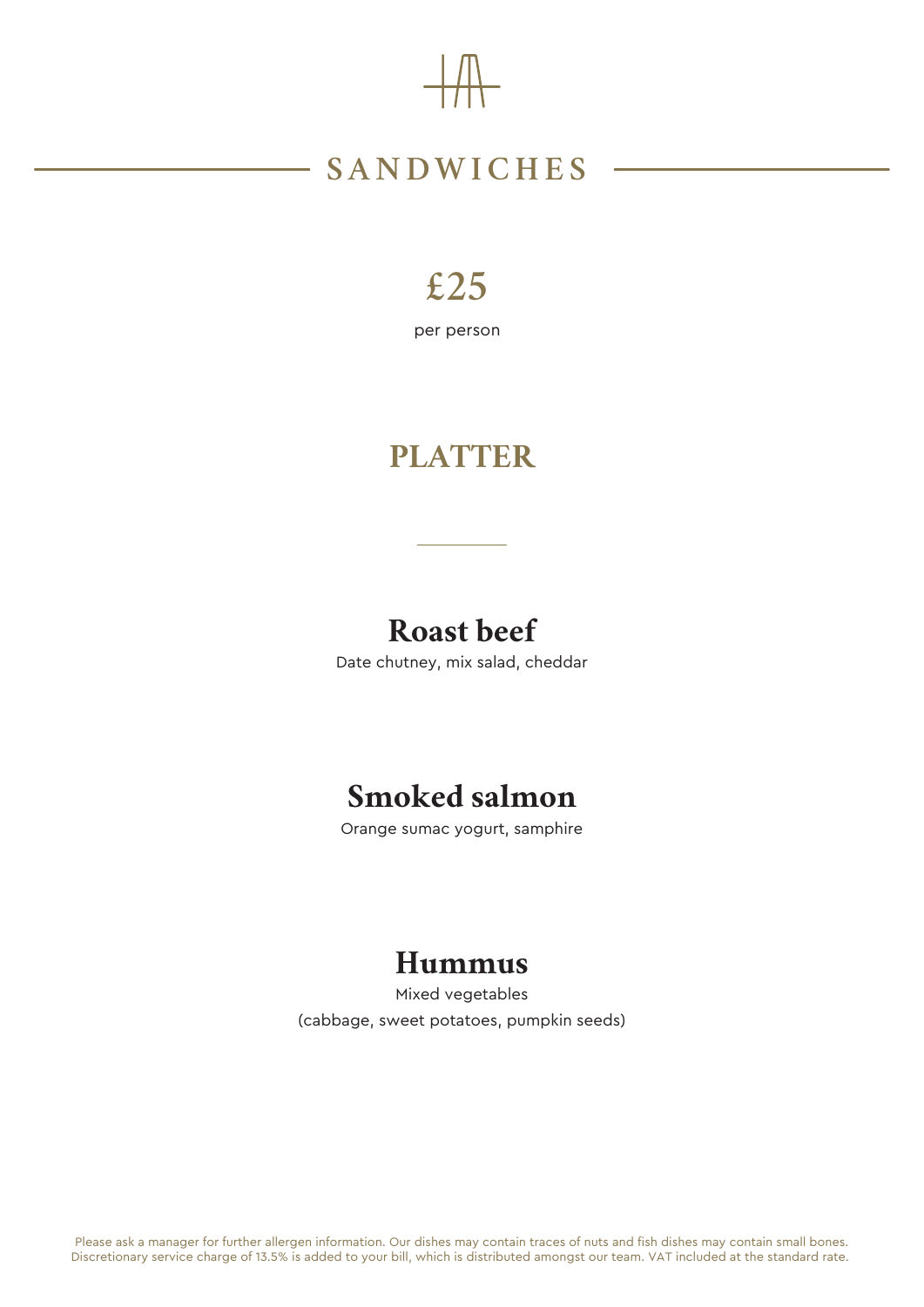# SANDWICHES

## £25

per person

## PLATTER

---

### Roast beef

Date chutney, mix salad, cheddar

### Smoked salmon

Orange sumac yogurt, samphire

### Hummus

Mixed vegetables
(cabbage, sweet potatoes, pumpkin seeds)

Please ask a manager for further allergen information. Our dishes may contain traces of nuts and fish dishes may contain small bones. Discretionary service charge of 13.5% is added to your bill, which is distributed amongst our team. VAT included at the standard rate.